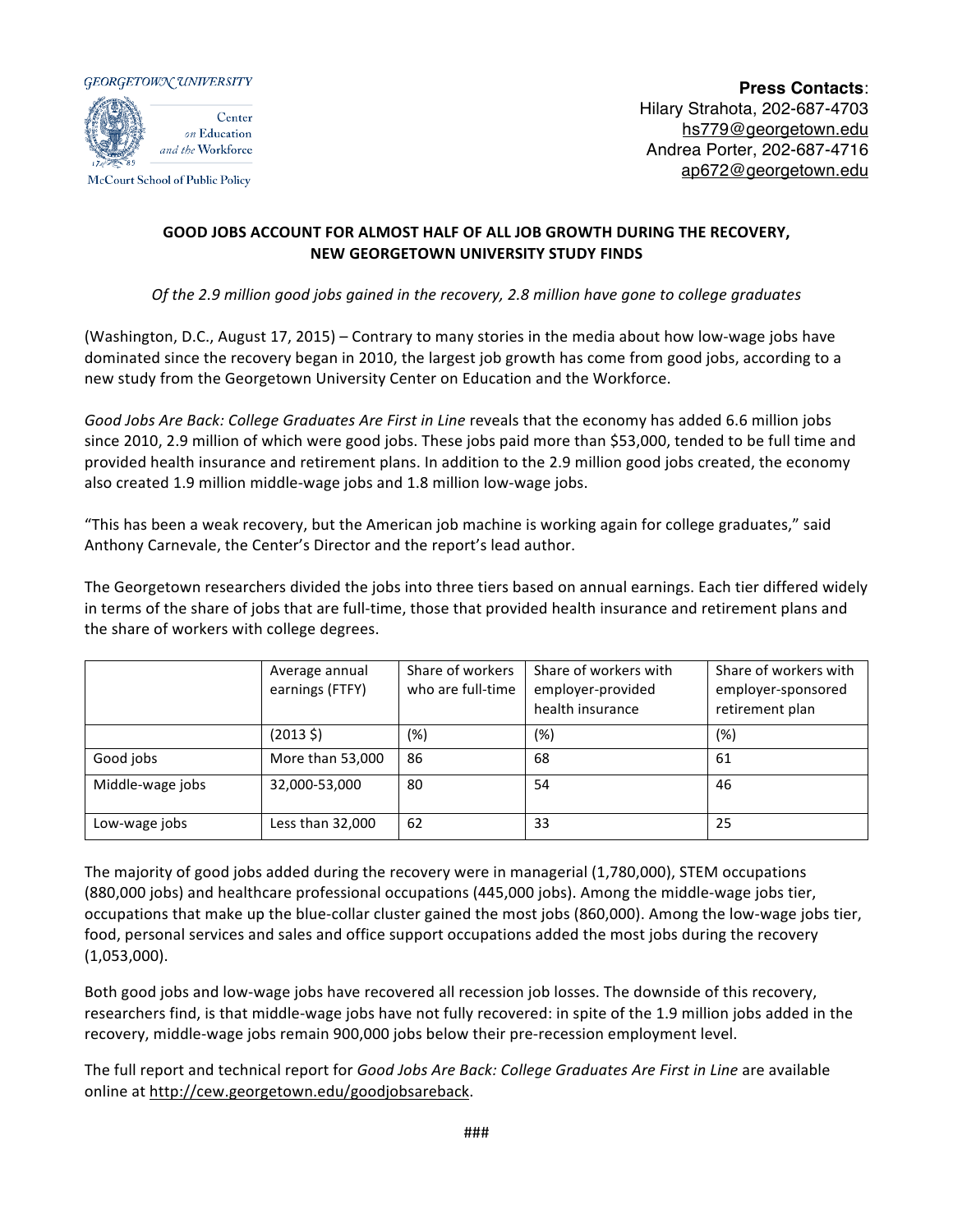GEORGETOWN UNIVERSITY

Center on Education and the Workforce

McCourt School of Public Policy

**Press Contacts**:
Hilary Strahota, 202-687-4703
hs779@georgetown.edu
Andrea Porter, 202-687-4716
ap672@georgetown.edu

## GOOD JOBS ACCOUNT FOR ALMOST HALF OF ALL JOB GROWTH DURING THE RECOVERY, NEW GEORGETOWN UNIVERSITY STUDY FINDS

*Of the 2.9 million good jobs gained in the recovery, 2.8 million have gone to college graduates*

(Washington, D.C., August 17, 2015) – Contrary to many stories in the media about how low-wage jobs have dominated since the recovery began in 2010, the largest job growth has come from good jobs, according to a new study from the Georgetown University Center on Education and the Workforce.

*Good Jobs Are Back: College Graduates Are First in Line* reveals that the economy has added 6.6 million jobs since 2010, 2.9 million of which were good jobs. These jobs paid more than $53,000, tended to be full time and provided health insurance and retirement plans. In addition to the 2.9 million good jobs created, the economy also created 1.9 million middle-wage jobs and 1.8 million low-wage jobs.

"This has been a weak recovery, but the American job machine is working again for college graduates," said Anthony Carnevale, the Center's Director and the report's lead author.

The Georgetown researchers divided the jobs into three tiers based on annual earnings. Each tier differed widely in terms of the share of jobs that are full-time, those that provided health insurance and retirement plans and the share of workers with college degrees.

| | Average annual earnings (FTFY) | Share of workers who are full-time | Share of workers with employer-provided health insurance | Share of workers with employer-sponsored retirement plan |
|---|---|---|---|---|
| | (2013 $) | (%) | (%) | (%) |
| Good jobs | More than 53,000 | 86 | 68 | 61 |
| Middle-wage jobs | 32,000-53,000 | 80 | 54 | 46 |
| Low-wage jobs | Less than 32,000 | 62 | 33 | 25 |

The majority of good jobs added during the recovery were in managerial (1,780,000), STEM occupations (880,000 jobs) and healthcare professional occupations (445,000 jobs). Among the middle-wage jobs tier, occupations that make up the blue-collar cluster gained the most jobs (860,000). Among the low-wage jobs tier, food, personal services and sales and office support occupations added the most jobs during the recovery (1,053,000).

Both good jobs and low-wage jobs have recovered all recession job losses. The downside of this recovery, researchers find, is that middle-wage jobs have not fully recovered: in spite of the 1.9 million jobs added in the recovery, middle-wage jobs remain 900,000 jobs below their pre-recession employment level.

The full report and technical report for *Good Jobs Are Back: College Graduates Are First in Line* are available online at http://cew.georgetown.edu/goodjobsareback.

###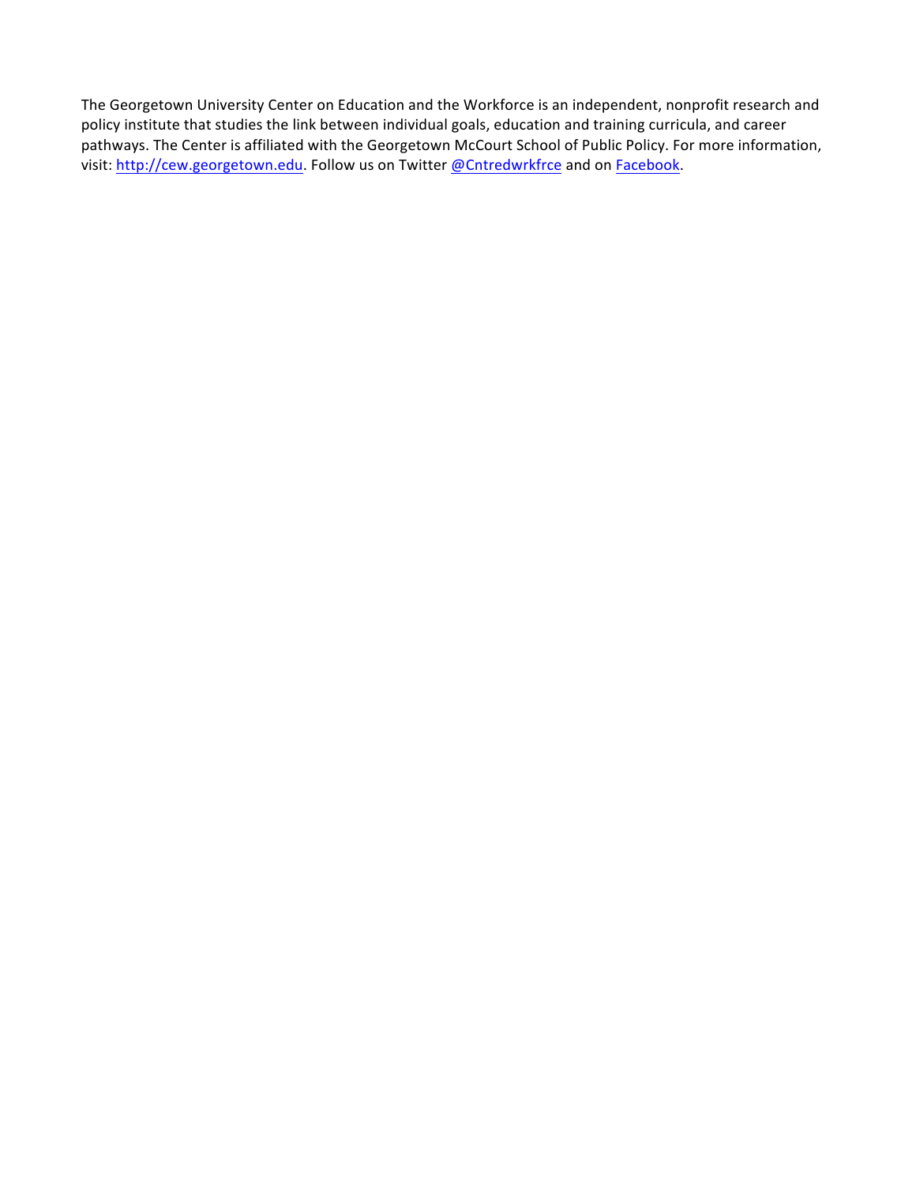The Georgetown University Center on Education and the Workforce is an independent, nonprofit research and policy institute that studies the link between individual goals, education and training curricula, and career pathways. The Center is affiliated with the Georgetown McCourt School of Public Policy. For more information, visit: [http://cew.georgetown.edu](http://cew.georgetown.edu). Follow us on Twitter [@Cntredwrkfrce](https://twitter.com/Cntredwrkfrce) and on [Facebook](https://www.facebook.com).